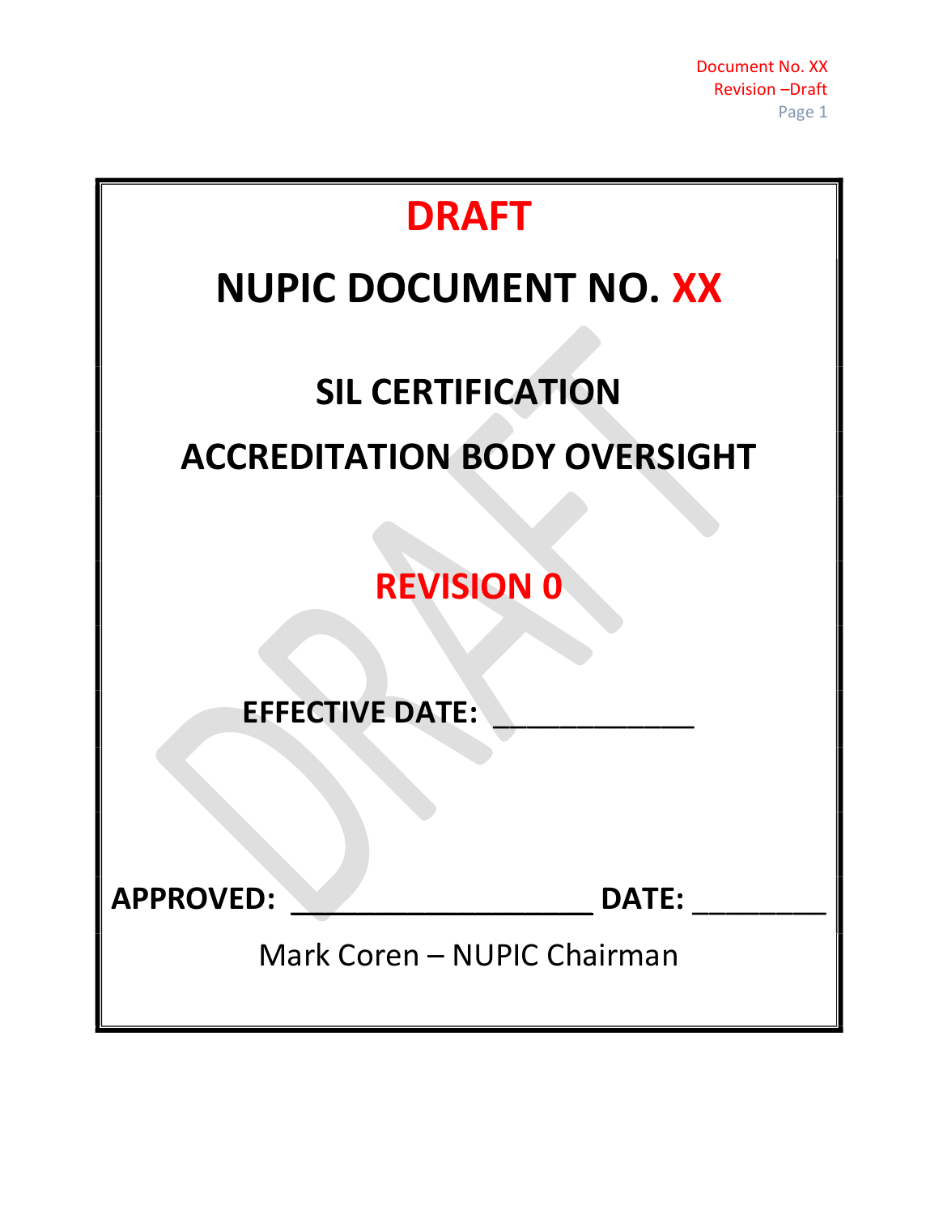# DRAFT

# NUPIC DOCUMENT NO. XX

## SIL CERTIFICATION

## ACCREDITATION BODY OVERSIGHT

## REVISION 0

**EFFECTIVE DATE: ____________**

**APPROVED: ___________________ DATE: ________**

Mark Coren – NUPIC Chairman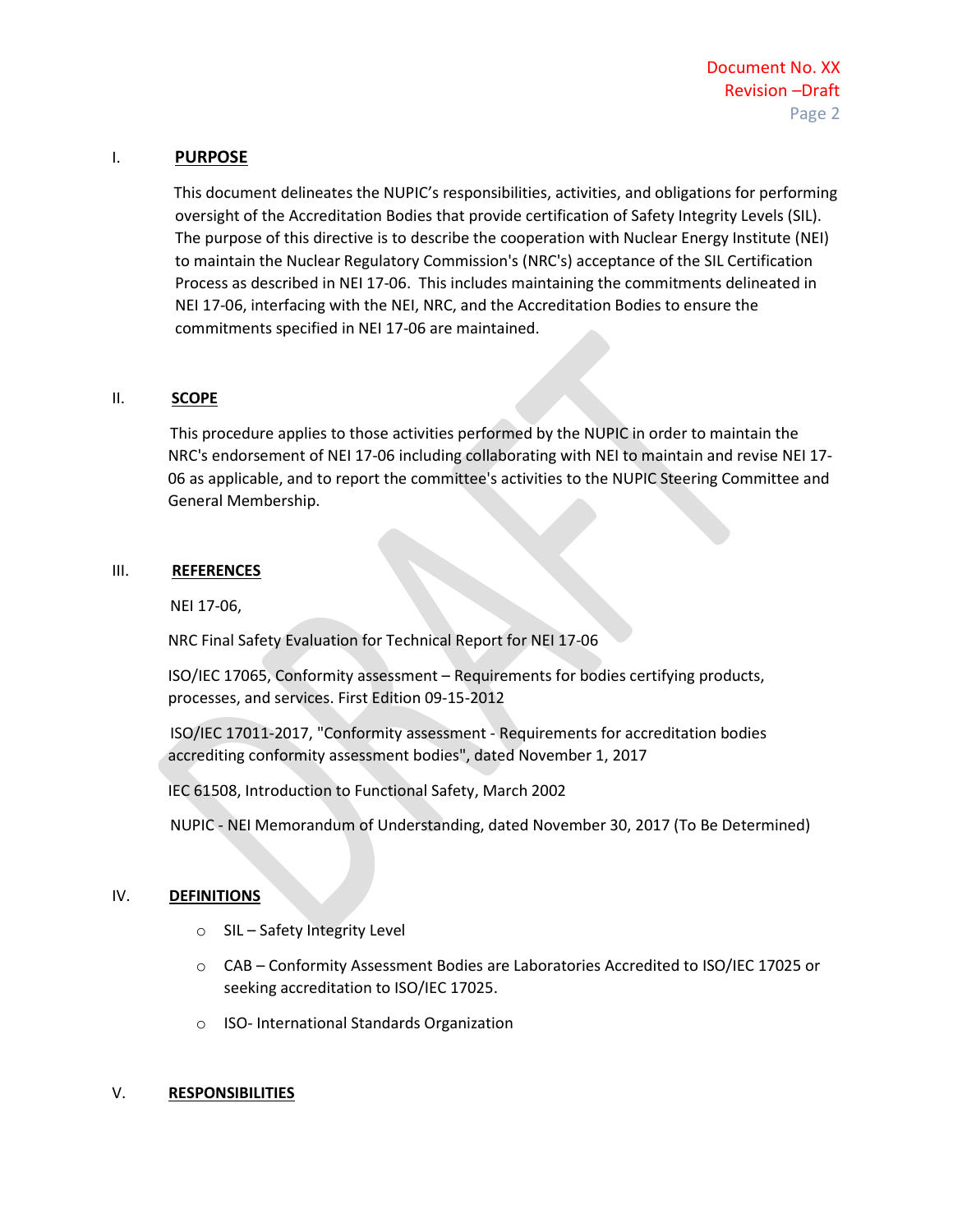## I. PURPOSE

This document delineates the NUPIC's responsibilities, activities, and obligations for performing oversight of the Accreditation Bodies that provide certification of Safety Integrity Levels (SIL). The purpose of this directive is to describe the cooperation with Nuclear Energy Institute (NEI) to maintain the Nuclear Regulatory Commission's (NRC's) acceptance of the SIL Certification Process as described in NEI 17-06. This includes maintaining the commitments delineated in NEI 17-06, interfacing with the NEI, NRC, and the Accreditation Bodies to ensure the commitments specified in NEI 17-06 are maintained.

## II. SCOPE

This procedure applies to those activities performed by the NUPIC in order to maintain the NRC's endorsement of NEI 17-06 including collaborating with NEI to maintain and revise NEI 17-06 as applicable, and to report the committee's activities to the NUPIC Steering Committee and General Membership.

## III. REFERENCES

NEI 17-06,

NRC Final Safety Evaluation for Technical Report for NEI 17-06

ISO/IEC 17065, Conformity assessment – Requirements for bodies certifying products, processes, and services. First Edition 09-15-2012

ISO/IEC 17011-2017, "Conformity assessment - Requirements for accreditation bodies accrediting conformity assessment bodies", dated November 1, 2017

IEC 61508, Introduction to Functional Safety, March 2002

NUPIC - NEI Memorandum of Understanding, dated November 30, 2017 (To Be Determined)

## IV. DEFINITIONS

- SIL – Safety Integrity Level
- CAB – Conformity Assessment Bodies are Laboratories Accredited to ISO/IEC 17025 or seeking accreditation to ISO/IEC 17025.
- ISO- International Standards Organization

## V. RESPONSIBILITIES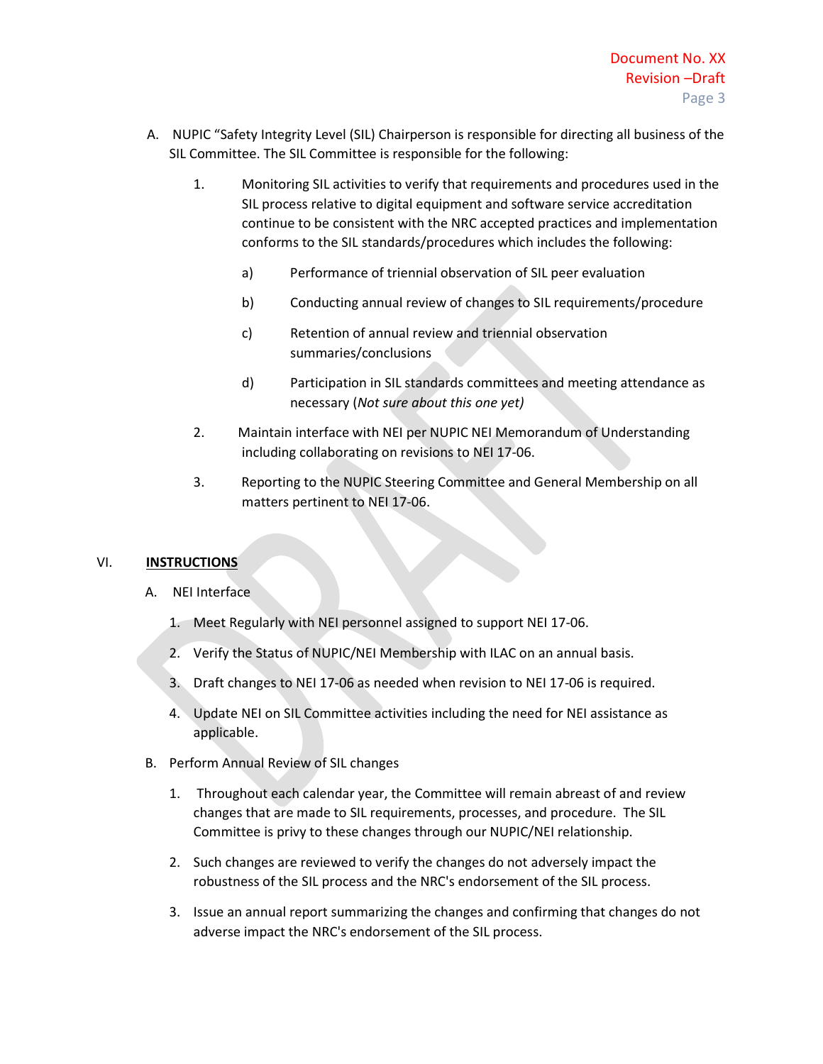A. NUPIC "Safety Integrity Level (SIL) Chairperson is responsible for directing all business of the SIL Committee. The SIL Committee is responsible for the following:

   1. Monitoring SIL activities to verify that requirements and procedures used in the SIL process relative to digital equipment and software service accreditation continue to be consistent with the NRC accepted practices and implementation conforms to the SIL standards/procedures which includes the following:

      a) Performance of triennial observation of SIL peer evaluation

      b) Conducting annual review of changes to SIL requirements/procedure

      c) Retention of annual review and triennial observation summaries/conclusions

      d) Participation in SIL standards committees and meeting attendance as necessary (*Not sure about this one yet)*

   2. Maintain interface with NEI per NUPIC NEI Memorandum of Understanding including collaborating on revisions to NEI 17-06.

   3. Reporting to the NUPIC Steering Committee and General Membership on all matters pertinent to NEI 17-06.

## VI. <u>INSTRUCTIONS</u>

A. NEI Interface

   1. Meet Regularly with NEI personnel assigned to support NEI 17-06.

   2. Verify the Status of NUPIC/NEI Membership with ILAC on an annual basis.

   3. Draft changes to NEI 17-06 as needed when revision to NEI 17-06 is required.

   4. Update NEI on SIL Committee activities including the need for NEI assistance as applicable.

B. Perform Annual Review of SIL changes

   1. Throughout each calendar year, the Committee will remain abreast of and review changes that are made to SIL requirements, processes, and procedure. The SIL Committee is privy to these changes through our NUPIC/NEI relationship.

   2. Such changes are reviewed to verify the changes do not adversely impact the robustness of the SIL process and the NRC's endorsement of the SIL process.

   3. Issue an annual report summarizing the changes and confirming that changes do not adverse impact the NRC's endorsement of the SIL process.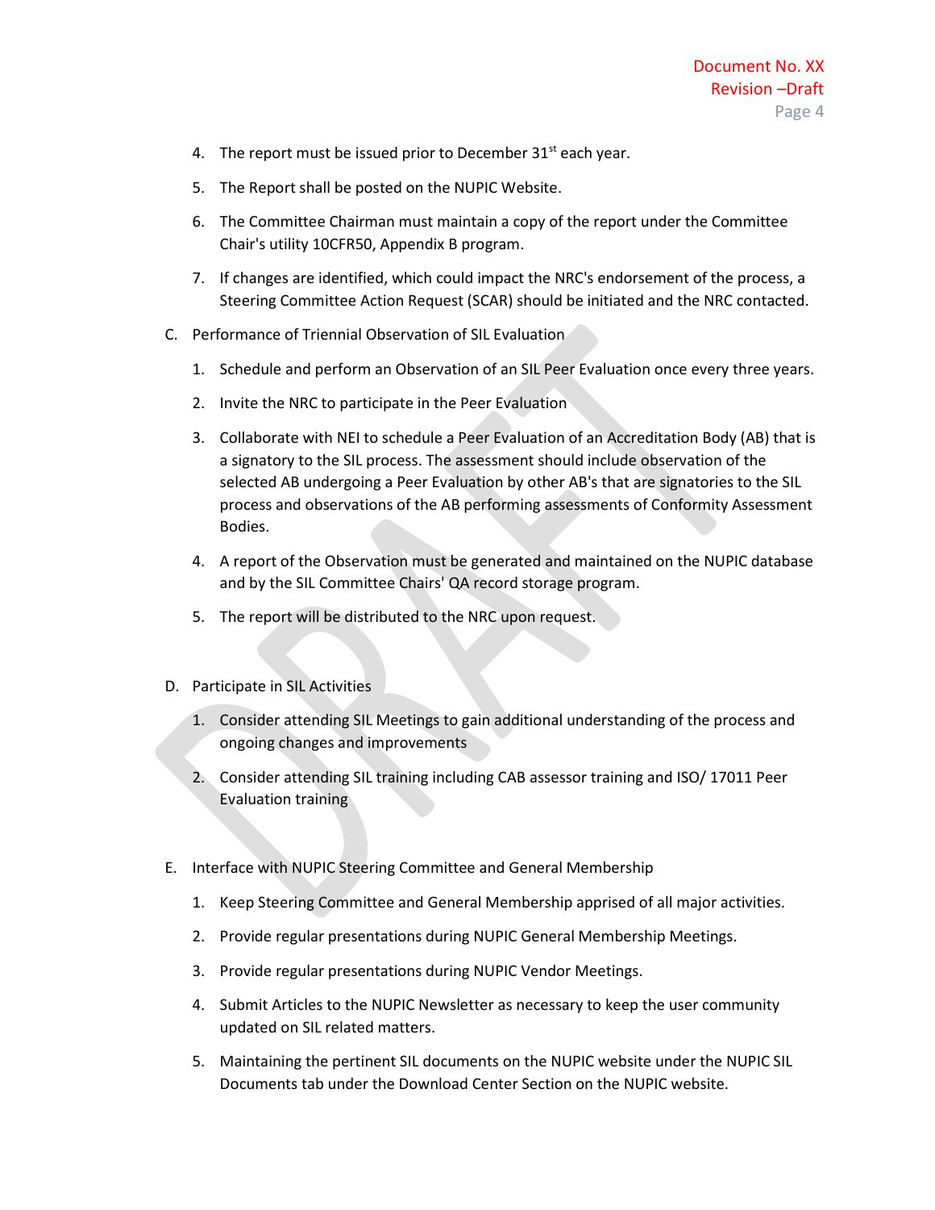4. The report must be issued prior to December 31st each year.

5. The Report shall be posted on the NUPIC Website.

6. The Committee Chairman must maintain a copy of the report under the Committee Chair's utility 10CFR50, Appendix B program.

7. If changes are identified, which could impact the NRC's endorsement of the process, a Steering Committee Action Request (SCAR) should be initiated and the NRC contacted.

C. Performance of Triennial Observation of SIL Evaluation

   1. Schedule and perform an Observation of an SIL Peer Evaluation once every three years.

   2. Invite the NRC to participate in the Peer Evaluation

   3. Collaborate with NEI to schedule a Peer Evaluation of an Accreditation Body (AB) that is a signatory to the SIL process. The assessment should include observation of the selected AB undergoing a Peer Evaluation by other AB's that are signatories to the SIL process and observations of the AB performing assessments of Conformity Assessment Bodies.

   4. A report of the Observation must be generated and maintained on the NUPIC database and by the SIL Committee Chairs' QA record storage program.

   5. The report will be distributed to the NRC upon request.

D. Participate in SIL Activities

   1. Consider attending SIL Meetings to gain additional understanding of the process and ongoing changes and improvements

   2. Consider attending SIL training including CAB assessor training and ISO/ 17011 Peer Evaluation training

E. Interface with NUPIC Steering Committee and General Membership

   1. Keep Steering Committee and General Membership apprised of all major activities.

   2. Provide regular presentations during NUPIC General Membership Meetings.

   3. Provide regular presentations during NUPIC Vendor Meetings.

   4. Submit Articles to the NUPIC Newsletter as necessary to keep the user community updated on SIL related matters.

   5. Maintaining the pertinent SIL documents on the NUPIC website under the NUPIC SIL Documents tab under the Download Center Section on the NUPIC website.